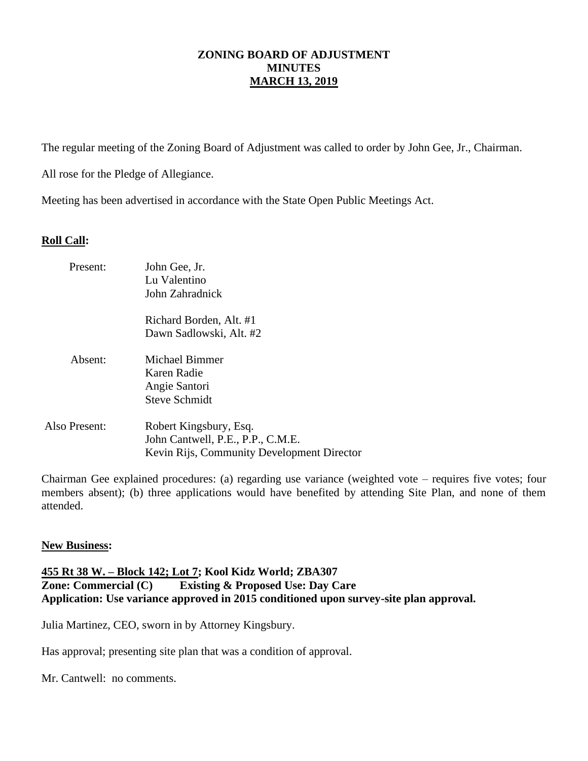**ZONING BOARD OF ADJUSTMENT**
**MINUTES**
**MARCH 13, 2019**

The regular meeting of the Zoning Board of Adjustment was called to order by John Gee, Jr., Chairman.

All rose for the Pledge of Allegiance.

Meeting has been advertised in accordance with the State Open Public Meetings Act.

**Roll Call:**

| | |
|---|---|
| Present: | John Gee, Jr.<br>Lu Valentino<br>John Zahradnick |
| | Richard Borden, Alt. #1<br>Dawn Sadlowski, Alt. #2 |
| Absent: | Michael Bimmer<br>Karen Radie<br>Angie Santori<br>Steve Schmidt |
| Also Present: | Robert Kingsbury, Esq.<br>John Cantwell, P.E., P.P., C.M.E.<br>Kevin Rijs, Community Development Director |

Chairman Gee explained procedures: (a) regarding use variance (weighted vote – requires five votes; four members absent); (b) three applications would have benefited by attending Site Plan, and none of them attended.

**New Business:**

**455 Rt 38 W. – Block 142; Lot 7; Kool Kidz World; ZBA307**
**Zone: Commercial (C) Existing & Proposed Use: Day Care**
**Application: Use variance approved in 2015 conditioned upon survey-site plan approval.**

Julia Martinez, CEO, sworn in by Attorney Kingsbury.

Has approval; presenting site plan that was a condition of approval.

Mr. Cantwell: no comments.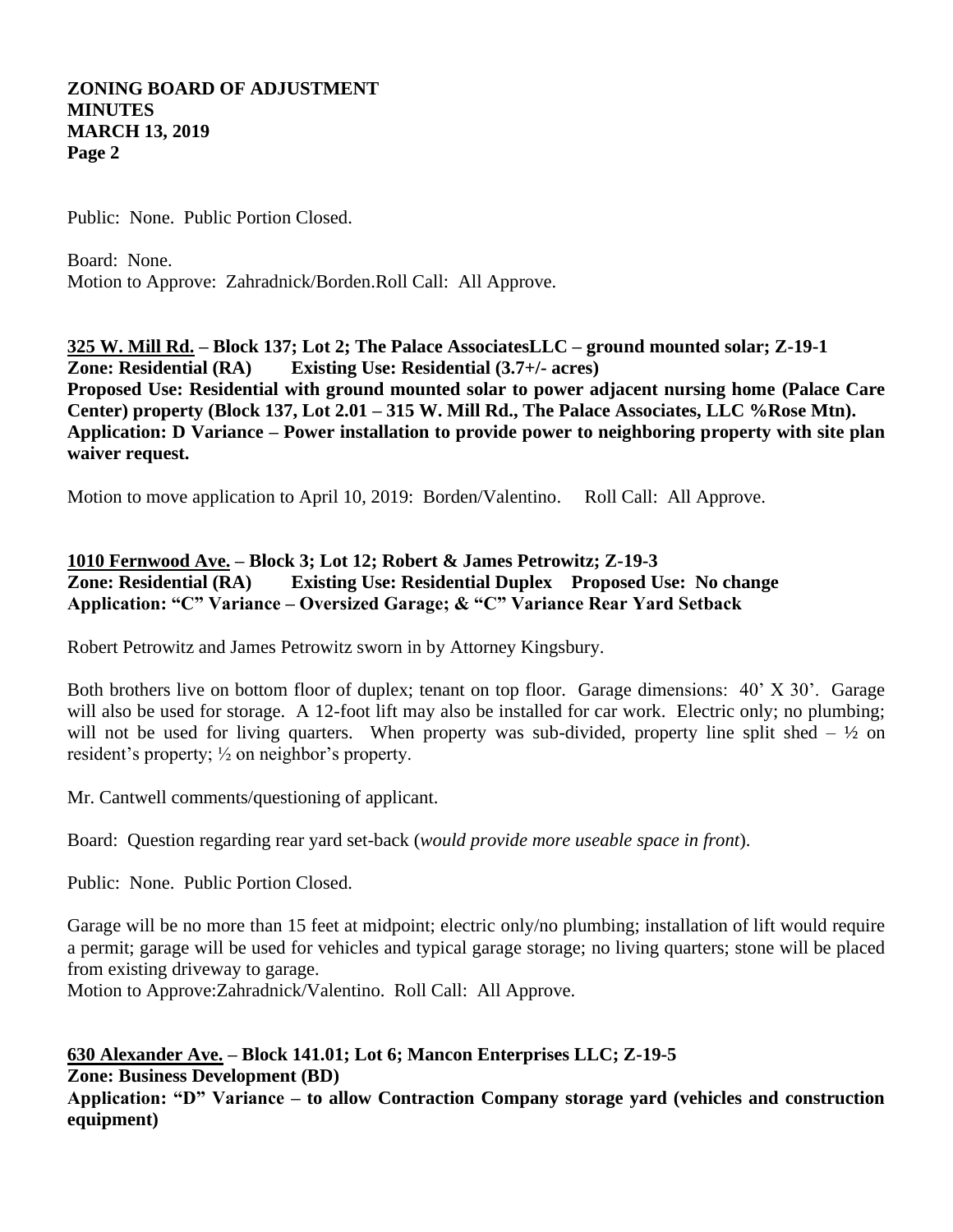Public: None. Public Portion Closed.

Board: None.
Motion to Approve: Zahradnick/Borden.Roll Call: All Approve.

**325 W. Mill Rd. – Block 137; Lot 2; The Palace AssociatesLLC – ground mounted solar; Z-19-1**
**Zone: Residential (RA) Existing Use: Residential (3.7+/- acres)**
**Proposed Use: Residential with ground mounted solar to power adjacent nursing home (Palace Care Center) property (Block 137, Lot 2.01 – 315 W. Mill Rd., The Palace Associates, LLC %Rose Mtn).**
**Application: D Variance – Power installation to provide power to neighboring property with site plan waiver request.**

Motion to move application to April 10, 2019: Borden/Valentino. Roll Call: All Approve.

**1010 Fernwood Ave. – Block 3; Lot 12; Robert & James Petrowitz; Z-19-3**
**Zone: Residential (RA) Existing Use: Residential Duplex Proposed Use: No change**
**Application: "C" Variance – Oversized Garage; & "C" Variance Rear Yard Setback**

Robert Petrowitz and James Petrowitz sworn in by Attorney Kingsbury.

Both brothers live on bottom floor of duplex; tenant on top floor. Garage dimensions: 40' X 30'. Garage will also be used for storage. A 12-foot lift may also be installed for car work. Electric only; no plumbing; will not be used for living quarters. When property was sub-divided, property line split shed – ½ on resident's property; ½ on neighbor's property.

Mr. Cantwell comments/questioning of applicant.

Board: Question regarding rear yard set-back (*would provide more useable space in front*).

Public: None. Public Portion Closed.

Garage will be no more than 15 feet at midpoint; electric only/no plumbing; installation of lift would require a permit; garage will be used for vehicles and typical garage storage; no living quarters; stone will be placed from existing driveway to garage.
Motion to Approve:Zahradnick/Valentino. Roll Call: All Approve.

**630 Alexander Ave. – Block 141.01; Lot 6; Mancon Enterprises LLC; Z-19-5**
**Zone: Business Development (BD)**
**Application: "D" Variance – to allow Contraction Company storage yard (vehicles and construction equipment)**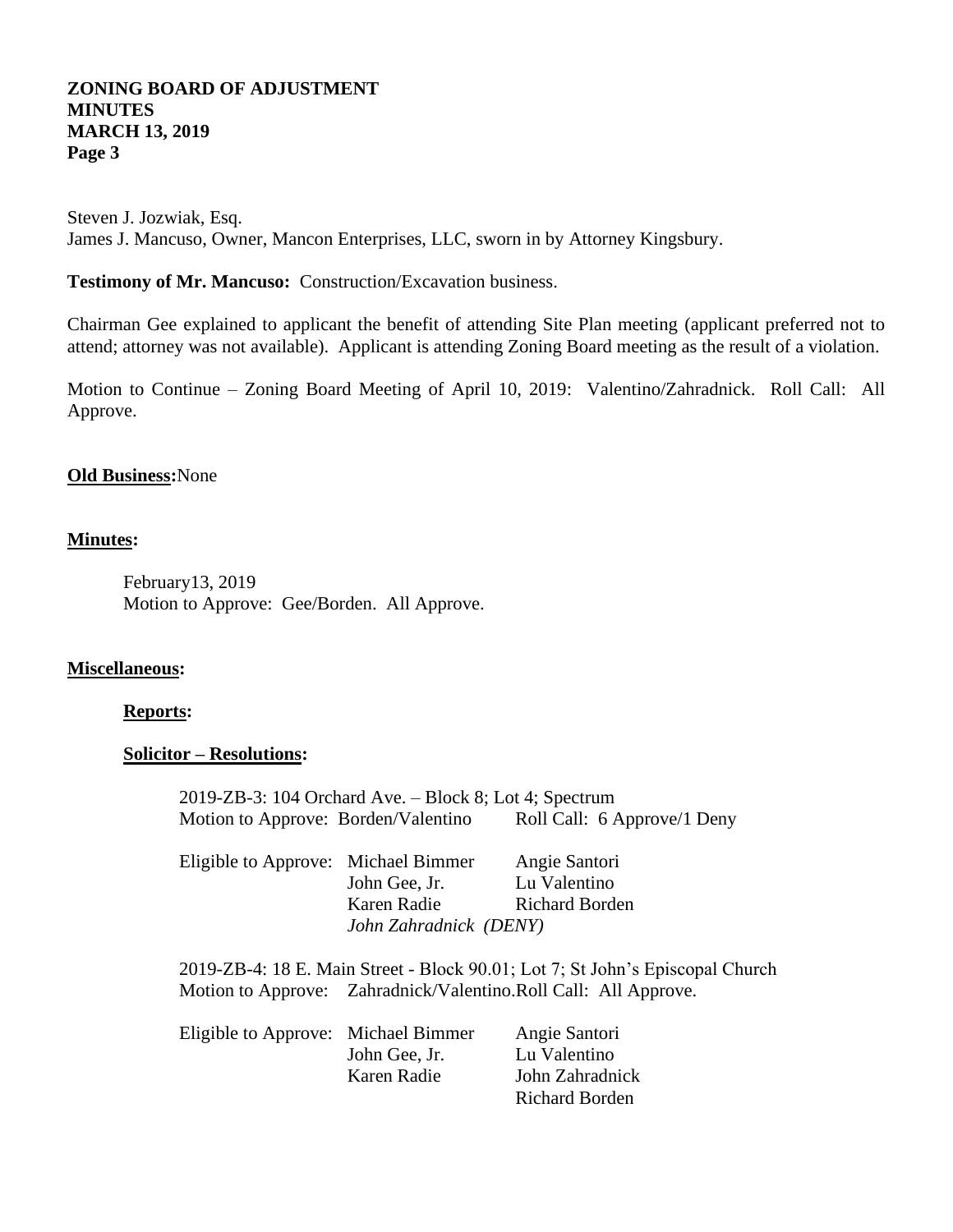Steven J. Jozwiak, Esq.
James J. Mancuso, Owner, Mancon Enterprises, LLC, sworn in by Attorney Kingsbury.

**Testimony of Mr. Mancuso:** Construction/Excavation business.

Chairman Gee explained to applicant the benefit of attending Site Plan meeting (applicant preferred not to attend; attorney was not available). Applicant is attending Zoning Board meeting as the result of a violation.

Motion to Continue – Zoning Board Meeting of April 10, 2019: Valentino/Zahradnick. Roll Call: All Approve.

**Old Business:**None

**Minutes:**

February13, 2019
Motion to Approve: Gee/Borden. All Approve.

**Miscellaneous:**

**Reports:**

**Solicitor – Resolutions:**

2019-ZB-3: 104 Orchard Ave. – Block 8; Lot 4; Spectrum
Motion to Approve: Borden/Valentino Roll Call: 6 Approve/1 Deny

| Eligible to Approve: | Michael Bimmer | Angie Santori |
|---|---|---|
| | John Gee, Jr. | Lu Valentino |
| | Karen Radie | Richard Borden |
| | *John Zahradnick (DENY)* | |

2019-ZB-4: 18 E. Main Street - Block 90.01; Lot 7; St John's Episcopal Church
Motion to Approve: Zahradnick/Valentino.Roll Call: All Approve.

| Eligible to Approve: | Michael Bimmer | Angie Santori |
|---|---|---|
| | John Gee, Jr. | Lu Valentino |
| | Karen Radie | John Zahradnick |
| | | Richard Borden |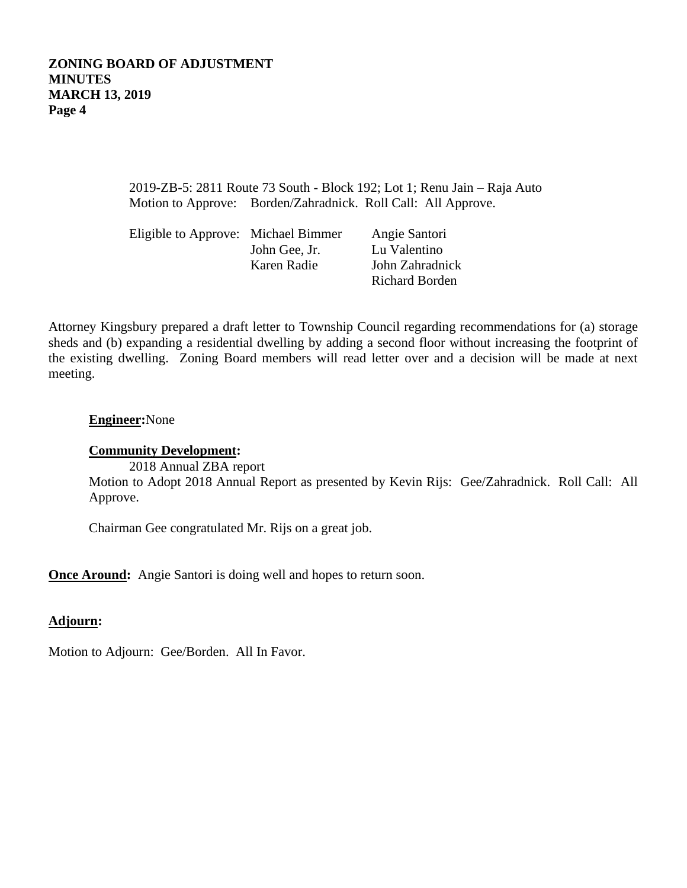2019-ZB-5: 2811 Route 73 South - Block 192; Lot 1; Renu Jain – Raja Auto
Motion to Approve: Borden/Zahradnick. Roll Call: All Approve.

| | | |
|---|---|---|
| Eligible to Approve: | Michael Bimmer | Angie Santori |
| | John Gee, Jr. | Lu Valentino |
| | Karen Radie | John Zahradnick |
| | | Richard Borden |

Attorney Kingsbury prepared a draft letter to Township Council regarding recommendations for (a) storage sheds and (b) expanding a residential dwelling by adding a second floor without increasing the footprint of the existing dwelling. Zoning Board members will read letter over and a decision will be made at next meeting.

**Engineer:** None

**Community Development:**

2018 Annual ZBA report

Motion to Adopt 2018 Annual Report as presented by Kevin Rijs: Gee/Zahradnick. Roll Call: All Approve.

Chairman Gee congratulated Mr. Rijs on a great job.

**Once Around:** Angie Santori is doing well and hopes to return soon.

**Adjourn:**

Motion to Adjourn: Gee/Borden. All In Favor.